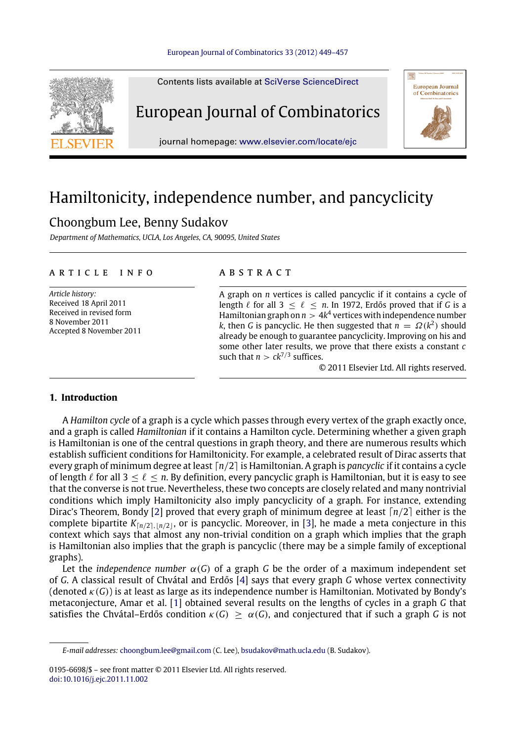# Hamiltonicity, independence number, and pancyclicity

Choongbum Lee, Benny Sudakov

*Department of Mathematics, UCLA, Los Angeles, CA, 90095, United States*

**ARTICLE INFO**

*Article history:*
Received 18 April 2011
Received in revised form
8 November 2011
Accepted 8 November 2011

**ABSTRACT**

A graph on $n$ vertices is called pancyclic if it contains a cycle of length $\ell$ for all $3 \le \ell \le n$. In 1972, Erdős proved that if $G$ is a Hamiltonian graph on $n > 4k^4$ vertices with independence number $k$, then $G$ is pancyclic. He then suggested that $n = \Omega(k^2)$ should already be enough to guarantee pancyclicity. Improving on his and some other later results, we prove that there exists a constant $c$ such that $n > ck^{7/3}$ suffices.

© 2011 Elsevier Ltd. All rights reserved.

## 1. Introduction

A *Hamilton cycle* of a graph is a cycle which passes through every vertex of the graph exactly once, and a graph is called *Hamiltonian* if it contains a Hamilton cycle. Determining whether a given graph is Hamiltonian is one of the central questions in graph theory, and there are numerous results which establish sufficient conditions for Hamiltonicity. For example, a celebrated result of Dirac asserts that every graph of minimum degree at least $\lceil n/2 \rceil$ is Hamiltonian. A graph is *pancyclic* if it contains a cycle of length $\ell$ for all $3 \le \ell \le n$. By definition, every pancyclic graph is Hamiltonian, but it is easy to see that the converse is not true. Nevertheless, these two concepts are closely related and many nontrivial conditions which imply Hamiltonicity also imply pancyclicity of a graph. For instance, extending Dirac's Theorem, Bondy [2] proved that every graph of minimum degree at least $\lceil n/2 \rceil$ either is the complete bipartite $K_{\lceil n/2 \rceil, \lfloor n/2 \rfloor}$, or is pancyclic. Moreover, in [3], he made a meta conjecture in this context which says that almost any non-trivial condition on a graph which implies that the graph is Hamiltonian also implies that the graph is pancyclic (there may be a simple family of exceptional graphs).

Let the *independence number* $\alpha(G)$ of a graph $G$ be the order of a maximum independent set of $G$. A classical result of Chvátal and Erdős [4] says that every graph $G$ whose vertex connectivity (denoted $\kappa(G)$) is at least as large as its independence number is Hamiltonian. Motivated by Bondy's metaconjecture, Amar et al. [1] obtained several results on the lengths of cycles in a graph $G$ that satisfies the Chvátal–Erdős condition $\kappa(G) \ge \alpha(G)$, and conjectured that if such a graph $G$ is not

*E-mail addresses:* choongbum.lee@gmail.com (C. Lee), bsudakov@math.ucla.edu (B. Sudakov).

0195-6698/$ – see front matter © 2011 Elsevier Ltd. All rights reserved.
doi:10.1016/j.ejc.2011.11.002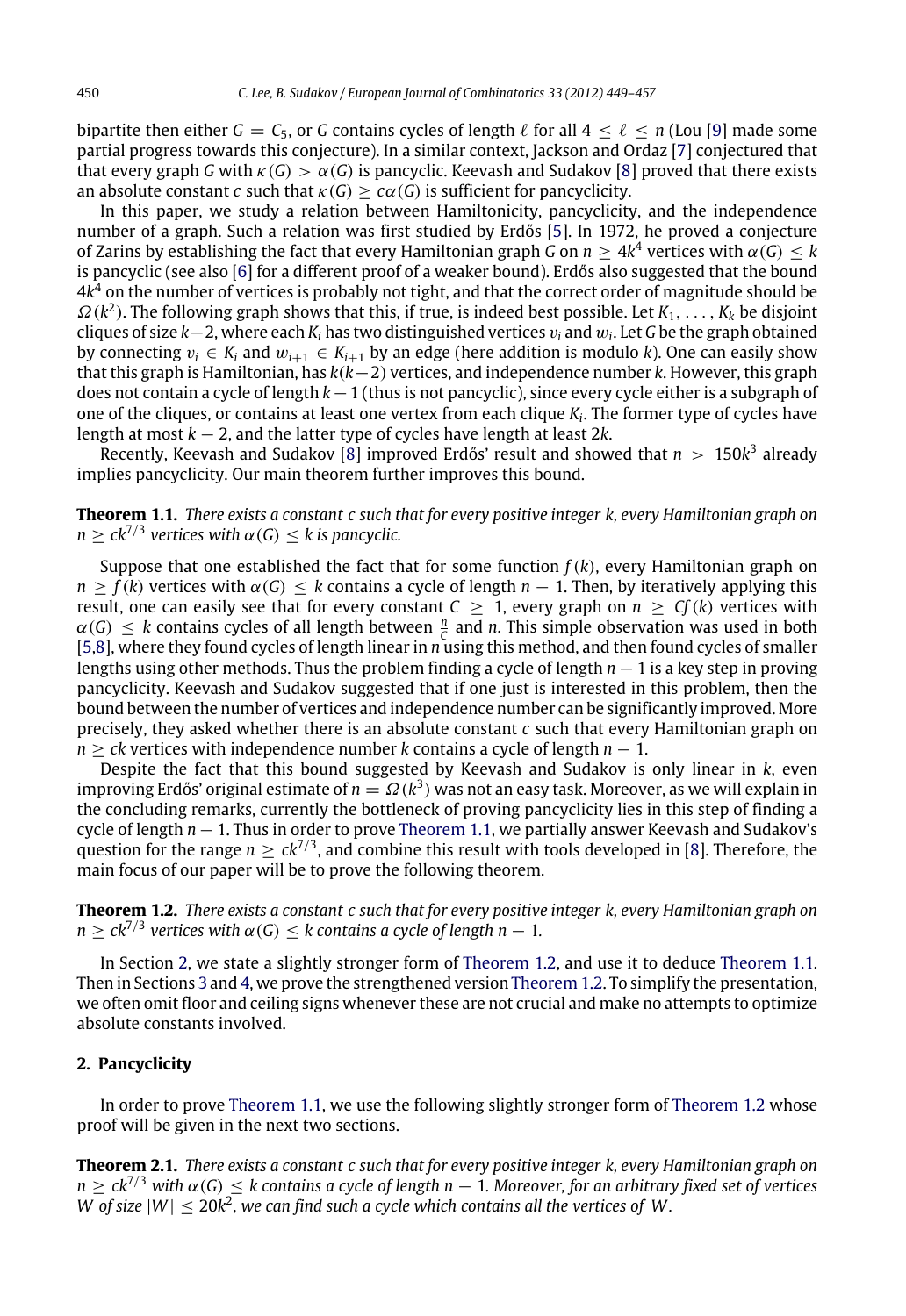bipartite then either $G = C_5$, or $G$ contains cycles of length $\ell$ for all $4 \leq \ell \leq n$ (Lou [9] made some partial progress towards this conjecture). In a similar context, Jackson and Ordaz [7] conjectured that that every graph $G$ with $\kappa(G) > \alpha(G)$ is pancyclic. Keevash and Sudakov [8] proved that there exists an absolute constant $c$ such that $\kappa(G) \geq c\alpha(G)$ is sufficient for pancyclicity.

In this paper, we study a relation between Hamiltonicity, pancyclicity, and the independence number of a graph. Such a relation was first studied by Erdős [5]. In 1972, he proved a conjecture of Zarins by establishing the fact that every Hamiltonian graph $G$ on $n \geq 4k^4$ vertices with $\alpha(G) \leq k$ is pancyclic (see also [6] for a different proof of a weaker bound). Erdős also suggested that the bound $4k^4$ on the number of vertices is probably not tight, and that the correct order of magnitude should be $\Omega(k^2)$. The following graph shows that this, if true, is indeed best possible. Let $K_1, \ldots, K_k$ be disjoint cliques of size $k-2$, where each $K_i$ has two distinguished vertices $v_i$ and $w_i$. Let $G$ be the graph obtained by connecting $v_i \in K_i$ and $w_{i+1} \in K_{i+1}$ by an edge (here addition is modulo $k$). One can easily show that this graph is Hamiltonian, has $k(k-2)$ vertices, and independence number $k$. However, this graph does not contain a cycle of length $k-1$ (thus is not pancyclic), since every cycle either is a subgraph of one of the cliques, or contains at least one vertex from each clique $K_i$. The former type of cycles have length at most $k-2$, and the latter type of cycles have length at least $2k$.

Recently, Keevash and Sudakov [8] improved Erdős' result and showed that $n > 150k^3$ already implies pancyclicity. Our main theorem further improves this bound.

**Theorem 1.1.** *There exists a constant $c$ such that for every positive integer $k$, every Hamiltonian graph on $n \geq ck^{7/3}$ vertices with $\alpha(G) \leq k$ is pancyclic.*

Suppose that one established the fact that for some function $f(k)$, every Hamiltonian graph on $n \geq f(k)$ vertices with $\alpha(G) \leq k$ contains a cycle of length $n-1$. Then, by iteratively applying this result, one can easily see that for every constant $C \geq 1$, every graph on $n \geq Cf(k)$ vertices with $\alpha(G) \leq k$ contains cycles of all length between $\frac{n}{C}$ and $n$. This simple observation was used in both [5,8], where they found cycles of length linear in $n$ using this method, and then found cycles of smaller lengths using other methods. Thus the problem finding a cycle of length $n-1$ is a key step in proving pancyclicity. Keevash and Sudakov suggested that if one just is interested in this problem, then the bound between the number of vertices and independence number can be significantly improved. More precisely, they asked whether there is an absolute constant $c$ such that every Hamiltonian graph on $n \geq ck$ vertices with independence number $k$ contains a cycle of length $n-1$.

Despite the fact that this bound suggested by Keevash and Sudakov is only linear in $k$, even improving Erdős' original estimate of $n = \Omega(k^3)$ was not an easy task. Moreover, as we will explain in the concluding remarks, currently the bottleneck of proving pancyclicity lies in this step of finding a cycle of length $n-1$. Thus in order to prove Theorem 1.1, we partially answer Keevash and Sudakov's question for the range $n \geq ck^{7/3}$, and combine this result with tools developed in [8]. Therefore, the main focus of our paper will be to prove the following theorem.

**Theorem 1.2.** *There exists a constant $c$ such that for every positive integer $k$, every Hamiltonian graph on $n \geq ck^{7/3}$ vertices with $\alpha(G) \leq k$ contains a cycle of length $n-1$.*

In Section 2, we state a slightly stronger form of Theorem 1.2, and use it to deduce Theorem 1.1. Then in Sections 3 and 4, we prove the strengthened version Theorem 1.2. To simplify the presentation, we often omit floor and ceiling signs whenever these are not crucial and make no attempts to optimize absolute constants involved.

## 2. Pancyclicity

In order to prove Theorem 1.1, we use the following slightly stronger form of Theorem 1.2 whose proof will be given in the next two sections.

**Theorem 2.1.** *There exists a constant $c$ such that for every positive integer $k$, every Hamiltonian graph on $n \geq ck^{7/3}$ with $\alpha(G) \leq k$ contains a cycle of length $n-1$. Moreover, for an arbitrary fixed set of vertices $W$ of size $|W| \leq 20k^2$, we can find such a cycle which contains all the vertices of $W$.*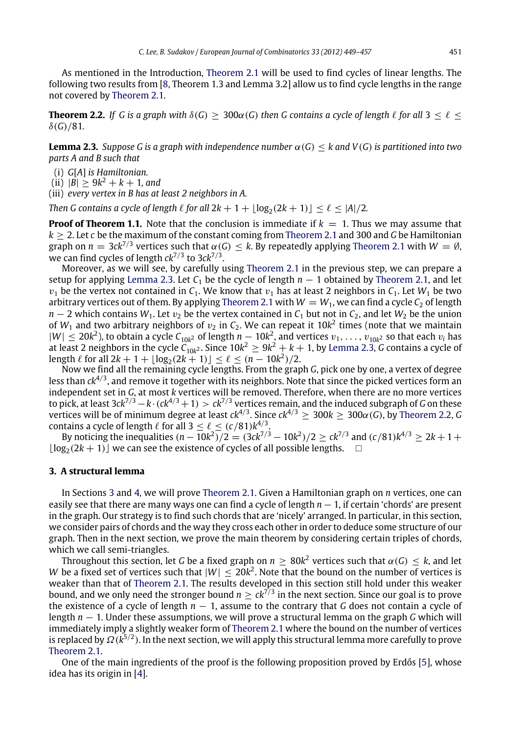As mentioned in the Introduction, Theorem 2.1 will be used to find cycles of linear lengths. The following two results from [8, Theorem 1.3 and Lemma 3.2] allow us to find cycle lengths in the range not covered by Theorem 2.1.

**Theorem 2.2.** *If $G$ is a graph with $\delta(G) \geq 300\alpha(G)$ then $G$ contains a cycle of length $\ell$ for all $3 \leq \ell \leq \delta(G)/81$.*

**Lemma 2.3.** *Suppose $G$ is a graph with independence number $\alpha(G) \leq k$ and $V(G)$ is partitioned into two parts $A$ and $B$ such that*

(i) *$G[A]$ is Hamiltonian.*
(ii) *$|B| \geq 9k^2 + k + 1$, and*
(iii) *every vertex in $B$ has at least 2 neighbors in $A$.*

*Then $G$ contains a cycle of length $\ell$ for all $2k + 1 + \lfloor \log_2(2k+1) \rfloor \leq \ell \leq |A|/2$.*

**Proof of Theorem 1.1.** Note that the conclusion is immediate if $k = 1$. Thus we may assume that $k \geq 2$. Let $c$ be the maximum of the constant coming from Theorem 2.1 and 300 and $G$ be Hamiltonian graph on $n = 3ck^{7/3}$ vertices such that $\alpha(G) \leq k$. By repeatedly applying Theorem 2.1 with $W = \emptyset$, we can find cycles of length $ck^{7/3}$ to $3ck^{7/3}$.

Moreover, as we will see, by carefully using Theorem 2.1 in the previous step, we can prepare a setup for applying Lemma 2.3. Let $C_1$ be the cycle of length $n-1$ obtained by Theorem 2.1, and let $v_1$ be the vertex not contained in $C_1$. We know that $v_1$ has at least 2 neighbors in $C_1$. Let $W_1$ be two arbitrary vertices out of them. By applying Theorem 2.1 with $W = W_1$, we can find a cycle $C_2$ of length $n-2$ which contains $W_1$. Let $v_2$ be the vertex contained in $C_1$ but not in $C_2$, and let $W_2$ be the union of $W_1$ and two arbitrary neighbors of $v_2$ in $C_2$. We can repeat it $10k^2$ times (note that we maintain $|W| \leq 20k^2$), to obtain a cycle $C_{10k^2}$ of length $n - 10k^2$, and vertices $v_1, \ldots, v_{10k^2}$ so that each $v_i$ has at least 2 neighbors in the cycle $C_{10k^2}$. Since $10k^2 \geq 9k^2 + k + 1$, by Lemma 2.3, $G$ contains a cycle of length $\ell$ for all $2k + 1 + \lfloor \log_2(2k+1) \rfloor \leq \ell \leq (n - 10k^2)/2$.

Now we find all the remaining cycle lengths. From the graph $G$, pick one by one, a vertex of degree less than $ck^{4/3}$, and remove it together with its neighbors. Note that since the picked vertices form an independent set in $G$, at most $k$ vertices will be removed. Therefore, when there are no more vertices to pick, at least $3ck^{7/3} - k \cdot (ck^{4/3} + 1) > ck^{7/3}$ vertices remain, and the induced subgraph of $G$ on these vertices will be of minimum degree at least $ck^{4/3}$. Since $ck^{4/3} \geq 300k \geq 300\alpha(G)$, by Theorem 2.2, $G$ contains a cycle of length $\ell$ for all $3 \leq \ell \leq (c/81)k^{4/3}$.

By noticing the inequalities $(n - 10k^2)/2 = (3ck^{7/3} - 10k^2)/2 \geq ck^{7/3}$ and $(c/81)k^{4/3} \geq 2k + 1 + \lfloor \log_2(2k+1) \rfloor$ we can see the existence of cycles of all possible lengths. $\square$

## 3. A structural lemma

In Sections 3 and 4, we will prove Theorem 2.1. Given a Hamiltonian graph on $n$ vertices, one can easily see that there are many ways one can find a cycle of length $n-1$, if certain 'chords' are present in the graph. Our strategy is to find such chords that are 'nicely' arranged. In particular, in this section, we consider pairs of chords and the way they cross each other in order to deduce some structure of our graph. Then in the next section, we prove the main theorem by considering certain triples of chords, which we call semi-triangles.

Throughout this section, let $G$ be a fixed graph on $n \geq 80k^2$ vertices such that $\alpha(G) \leq k$, and let $W$ be a fixed set of vertices such that $|W| \leq 20k^2$. Note that the bound on the number of vertices is weaker than that of Theorem 2.1. The results developed in this section still hold under this weaker bound, and we only need the stronger bound $n \geq ck^{7/3}$ in the next section. Since our goal is to prove the existence of a cycle of length $n-1$, assume to the contrary that $G$ does not contain a cycle of length $n-1$. Under these assumptions, we will prove a structural lemma on the graph $G$ which will immediately imply a slightly weaker form of Theorem 2.1 where the bound on the number of vertices is replaced by $\Omega(k^{5/2})$. In the next section, we will apply this structural lemma more carefully to prove Theorem 2.1.

One of the main ingredients of the proof is the following proposition proved by Erdős [5], whose idea has its origin in [4].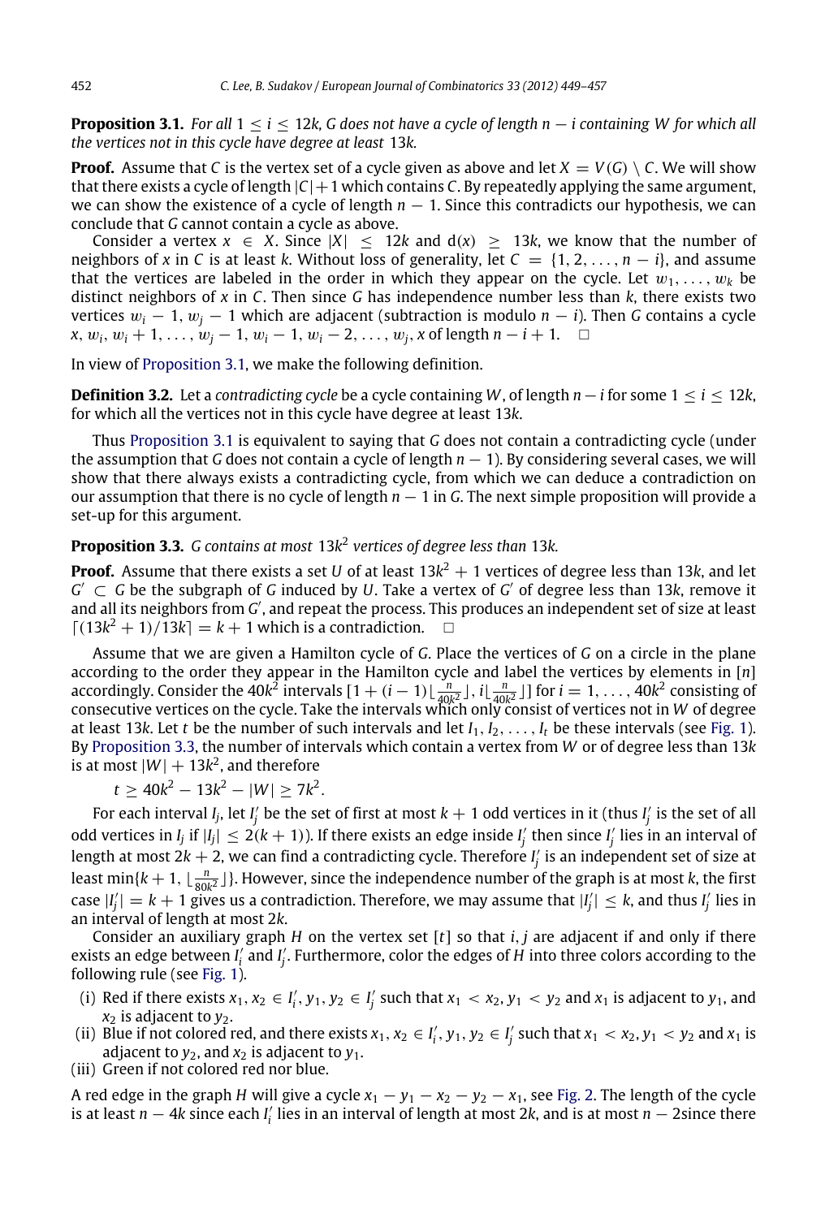**Proposition 3.1.** *For all $1 \le i \le 12k$, $G$ does not have a cycle of length $n - i$ containing $W$ for which all the vertices not in this cycle have degree at least $13k$.*

**Proof.** Assume that $C$ is the vertex set of a cycle given as above and let $X = V(G) \setminus C$. We will show that there exists a cycle of length $|C| + 1$ which contains $C$. By repeatedly applying the same argument, we can show the existence of a cycle of length $n - 1$. Since this contradicts our hypothesis, we can conclude that $G$ cannot contain a cycle as above.

Consider a vertex $x \in X$. Since $|X| \le 12k$ and $d(x) \ge 13k$, we know that the number of neighbors of $x$ in $C$ is at least $k$. Without loss of generality, let $C = \{1, 2, \ldots, n - i\}$, and assume that the vertices are labeled in the order in which they appear on the cycle. Let $w_1, \ldots, w_k$ be distinct neighbors of $x$ in $C$. Then since $G$ has independence number less than $k$, there exists two vertices $w_i - 1, w_j - 1$ which are adjacent (subtraction is modulo $n - i$). Then $G$ contains a cycle $x, w_i, w_i + 1, \ldots, w_j - 1, w_i - 1, w_i - 2, \ldots, w_j, x$ of length $n - i + 1$. $\square$

In view of Proposition 3.1, we make the following definition.

**Definition 3.2.** Let a *contradicting cycle* be a cycle containing $W$, of length $n - i$ for some $1 \le i \le 12k$, for which all the vertices not in this cycle have degree at least $13k$.

Thus Proposition 3.1 is equivalent to saying that $G$ does not contain a contradicting cycle (under the assumption that $G$ does not contain a cycle of length $n - 1$). By considering several cases, we will show that there always exists a contradicting cycle, from which we can deduce a contradiction on our assumption that there is no cycle of length $n - 1$ in $G$. The next simple proposition will provide a set-up for this argument.

**Proposition 3.3.** *$G$ contains at most $13k^2$ vertices of degree less than $13k$.*

**Proof.** Assume that there exists a set $U$ of at least $13k^2 + 1$ vertices of degree less than $13k$, and let $G' \subset G$ be the subgraph of $G$ induced by $U$. Take a vertex of $G'$ of degree less than $13k$, remove it and all its neighbors from $G'$, and repeat the process. This produces an independent set of size at least $\lceil (13k^2 + 1)/13k \rceil = k + 1$ which is a contradiction. $\square$

Assume that we are given a Hamilton cycle of $G$. Place the vertices of $G$ on a circle in the plane according to the order they appear in the Hamilton cycle and label the vertices by elements in $[n]$ accordingly. Consider the $40k^2$ intervals $[1 + (i-1)\lfloor \frac{n}{40k^2} \rfloor, i\lfloor \frac{n}{40k^2} \rfloor]$ for $i = 1, \ldots, 40k^2$ consisting of consecutive vertices on the cycle. Take the intervals which only consist of vertices not in $W$ of degree at least $13k$. Let $t$ be the number of such intervals and let $I_1, I_2, \ldots, I_t$ be these intervals (see Fig. 1). By Proposition 3.3, the number of intervals which contain a vertex from $W$ or of degree less than $13k$ is at most $|W| + 13k^2$, and therefore

$$t \ge 40k^2 - 13k^2 - |W| \ge 7k^2.$$

For each interval $I_j$, let $I'_j$ be the set of first at most $k + 1$ odd vertices in it (thus $I'_j$ is the set of all odd vertices in $I_j$ if $|I_j| \le 2(k + 1)$). If there exists an edge inside $I'_j$ then since $I'_j$ lies in an interval of length at most $2k + 2$, we can find a contradicting cycle. Therefore $I'_j$ is an independent set of size at least $\min\{k + 1, \lfloor \frac{n}{80k^2} \rfloor\}$. However, since the independence number of the graph is at most $k$, the first case $|I'_j| = k + 1$ gives us a contradiction. Therefore, we may assume that $|I'_j| \le k$, and thus $I'_j$ lies in an interval of length at most $2k$.

Consider an auxiliary graph $H$ on the vertex set $[t]$ so that $i, j$ are adjacent if and only if there exists an edge between $I'_i$ and $I'_j$. Furthermore, color the edges of $H$ into three colors according to the following rule (see Fig. 1).

(i) Red if there exists $x_1, x_2 \in I'_i, y_1, y_2 \in I'_j$ such that $x_1 < x_2, y_1 < y_2$ and $x_1$ is adjacent to $y_1$, and $x_2$ is adjacent to $y_2$.
(ii) Blue if not colored red, and there exists $x_1, x_2 \in I'_i, y_1, y_2 \in I'_j$ such that $x_1 < x_2, y_1 < y_2$ and $x_1$ is adjacent to $y_2$, and $x_2$ is adjacent to $y_1$.
(iii) Green if not colored red nor blue.

A red edge in the graph $H$ will give a cycle $x_1 - y_1 - x_2 - y_2 - x_1$, see Fig. 2. The length of the cycle is at least $n - 4k$ since each $I'_i$ lies in an interval of length at most $2k$, and is at most $n - 2$since there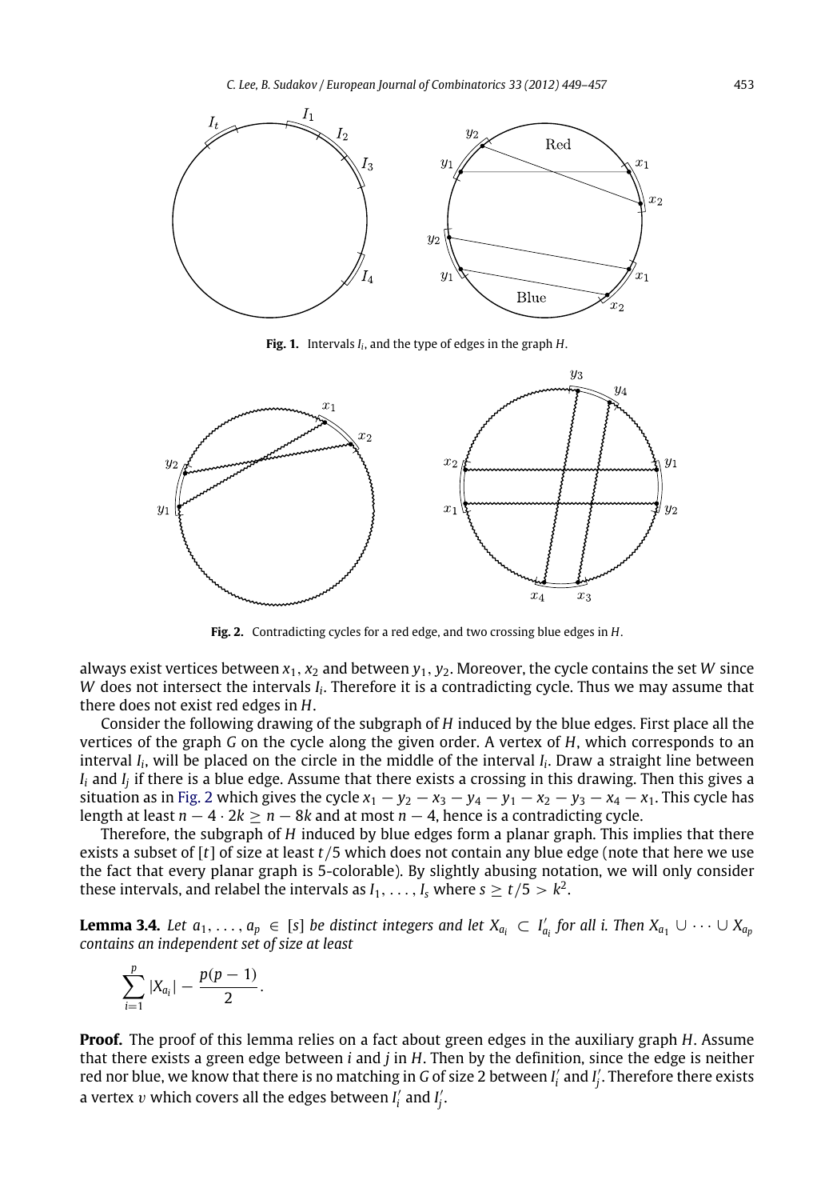**Fig. 1.** Intervals $I_i$, and the type of edges in the graph $H$.

**Fig. 2.** Contradicting cycles for a red edge, and two crossing blue edges in $H$.

always exist vertices between $x_1, x_2$ and between $y_1, y_2$. Moreover, the cycle contains the set $W$ since $W$ does not intersect the intervals $I_i$. Therefore it is a contradicting cycle. Thus we may assume that there does not exist red edges in $H$.

Consider the following drawing of the subgraph of $H$ induced by the blue edges. First place all the vertices of the graph $G$ on the cycle along the given order. A vertex of $H$, which corresponds to an interval $I_i$, will be placed on the circle in the middle of the interval $I_i$. Draw a straight line between $I_i$ and $I_j$ if there is a blue edge. Assume that there exists a crossing in this drawing. Then this gives a situation as in Fig. 2 which gives the cycle $x_1 - y_2 - x_3 - y_4 - y_1 - x_2 - y_3 - x_4 - x_1$. This cycle has length at least $n - 4 \cdot 2k \geq n - 8k$ and at most $n - 4$, hence is a contradicting cycle.

Therefore, the subgraph of $H$ induced by blue edges form a planar graph. This implies that there exists a subset of $[t]$ of size at least $t/5$ which does not contain any blue edge (note that here we use the fact that every planar graph is 5-colorable). By slightly abusing notation, we will only consider these intervals, and relabel the intervals as $I_1, \ldots, I_s$ where $s \geq t/5 > k^2$.

**Lemma 3.4.** *Let $a_1, \ldots, a_p \in [s]$ be distinct integers and let $X_{a_i} \subset I'_{a_i}$ for all i. Then $X_{a_1} \cup \cdots \cup X_{a_p}$ contains an independent set of size at least*

$$\sum_{i=1}^{p} |X_{a_i}| - \frac{p(p-1)}{2}.$$

**Proof.** The proof of this lemma relies on a fact about green edges in the auxiliary graph $H$. Assume that there exists a green edge between $i$ and $j$ in $H$. Then by the definition, since the edge is neither red nor blue, we know that there is no matching in $G$ of size 2 between $I'_i$ and $I'_j$. Therefore there exists a vertex $v$ which covers all the edges between $I'_i$ and $I'_j$.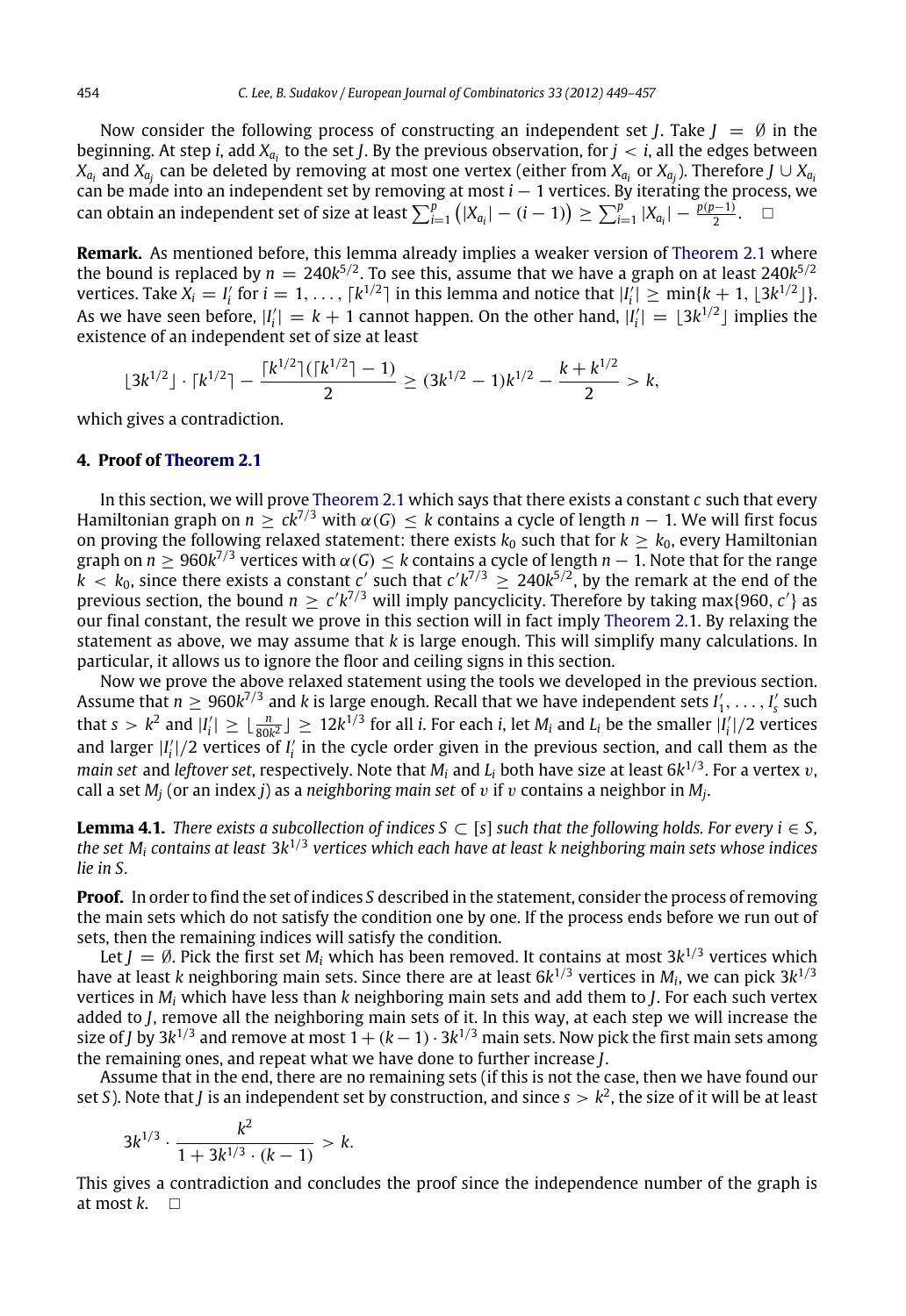Now consider the following process of constructing an independent set $J$. Take $J = \emptyset$ in the beginning. At step $i$, add $X_{a_i}$ to the set $J$. By the previous observation, for $j < i$, all the edges between $X_{a_i}$ and $X_{a_j}$ can be deleted by removing at most one vertex (either from $X_{a_i}$ or $X_{a_j}$). Therefore $J \cup X_{a_i}$ can be made into an independent set by removing at most $i-1$ vertices. By iterating the process, we can obtain an independent set of size at least $\sum_{i=1}^{p} \left(|X_{a_i}| - (i-1)\right) \geq \sum_{i=1}^{p} |X_{a_i}| - \frac{p(p-1)}{2}$. $\square$

**Remark.** As mentioned before, this lemma already implies a weaker version of Theorem 2.1 where the bound is replaced by $n = 240k^{5/2}$. To see this, assume that we have a graph on at least $240k^{5/2}$ vertices. Take $X_i = I'_i$ for $i = 1, \ldots, \lceil k^{1/2} \rceil$ in this lemma and notice that $|I'_i| \geq \min\{k+1, \lfloor 3k^{1/2} \rfloor\}$. As we have seen before, $|I'_i| = k+1$ cannot happen. On the other hand, $|I'_i| = \lfloor 3k^{1/2} \rfloor$ implies the existence of an independent set of size at least

$$\lfloor 3k^{1/2} \rfloor \cdot \lceil k^{1/2} \rceil - \frac{\lceil k^{1/2} \rceil (\lceil k^{1/2} \rceil - 1)}{2} \geq (3k^{1/2} - 1)k^{1/2} - \frac{k + k^{1/2}}{2} > k,$$

which gives a contradiction.

## 4. Proof of Theorem 2.1

In this section, we will prove Theorem 2.1 which says that there exists a constant $c$ such that every Hamiltonian graph on $n \geq ck^{7/3}$ with $\alpha(G) \leq k$ contains a cycle of length $n-1$. We will first focus on proving the following relaxed statement: there exists $k_0$ such that for $k \geq k_0$, every Hamiltonian graph on $n \geq 960k^{7/3}$ vertices with $\alpha(G) \leq k$ contains a cycle of length $n-1$. Note that for the range $k < k_0$, since there exists a constant $c'$ such that $c'k^{7/3} \geq 240k^{5/2}$, by the remark at the end of the previous section, the bound $n \geq c'k^{7/3}$ will imply pancyclicity. Therefore by taking $\max\{960, c'\}$ as our final constant, the result we prove in this section will in fact imply Theorem 2.1. By relaxing the statement as above, we may assume that $k$ is large enough. This will simplify many calculations. In particular, it allows us to ignore the floor and ceiling signs in this section.

Now we prove the above relaxed statement using the tools we developed in the previous section. Assume that $n \geq 960k^{7/3}$ and $k$ is large enough. Recall that we have independent sets $I'_1, \ldots, I'_s$ such that $s > k^2$ and $|I'_i| \geq \lfloor \frac{n}{80k^2} \rfloor \geq 12k^{1/3}$ for all $i$. For each $i$, let $M_i$ and $L_i$ be the smaller $|I'_i|/2$ vertices and larger $|I'_i|/2$ vertices of $I'_i$ in the cycle order given in the previous section, and call them as the *main set* and *leftover set*, respectively. Note that $M_i$ and $L_i$ both have size at least $6k^{1/3}$. For a vertex $v$, call a set $M_j$ (or an index $j$) as a *neighboring main set* of $v$ if $v$ contains a neighbor in $M_j$.

**Lemma 4.1.** *There exists a subcollection of indices $S \subset [s]$ such that the following holds. For every $i \in S$, the set $M_i$ contains at least $3k^{1/3}$ vertices which each have at least $k$ neighboring main sets whose indices lie in $S$.*

**Proof.** In order to find the set of indices $S$ described in the statement, consider the process of removing the main sets which do not satisfy the condition one by one. If the process ends before we run out of sets, then the remaining indices will satisfy the condition.

Let $J = \emptyset$. Pick the first set $M_i$ which has been removed. It contains at most $3k^{1/3}$ vertices which have at least $k$ neighboring main sets. Since there are at least $6k^{1/3}$ vertices in $M_i$, we can pick $3k^{1/3}$ vertices in $M_i$ which have less than $k$ neighboring main sets and add them to $J$. For each such vertex added to $J$, remove all the neighboring main sets of it. In this way, at each step we will increase the size of $J$ by $3k^{1/3}$ and remove at most $1 + (k-1) \cdot 3k^{1/3}$ main sets. Now pick the first main sets among the remaining ones, and repeat what we have done to further increase $J$.

Assume that in the end, there are no remaining sets (if this is not the case, then we have found our set $S$). Note that $J$ is an independent set by construction, and since $s > k^2$, the size of it will be at least

$$3k^{1/3} \cdot \frac{k^2}{1 + 3k^{1/3} \cdot (k-1)} > k.$$

This gives a contradiction and concludes the proof since the independence number of the graph is at most $k$. $\square$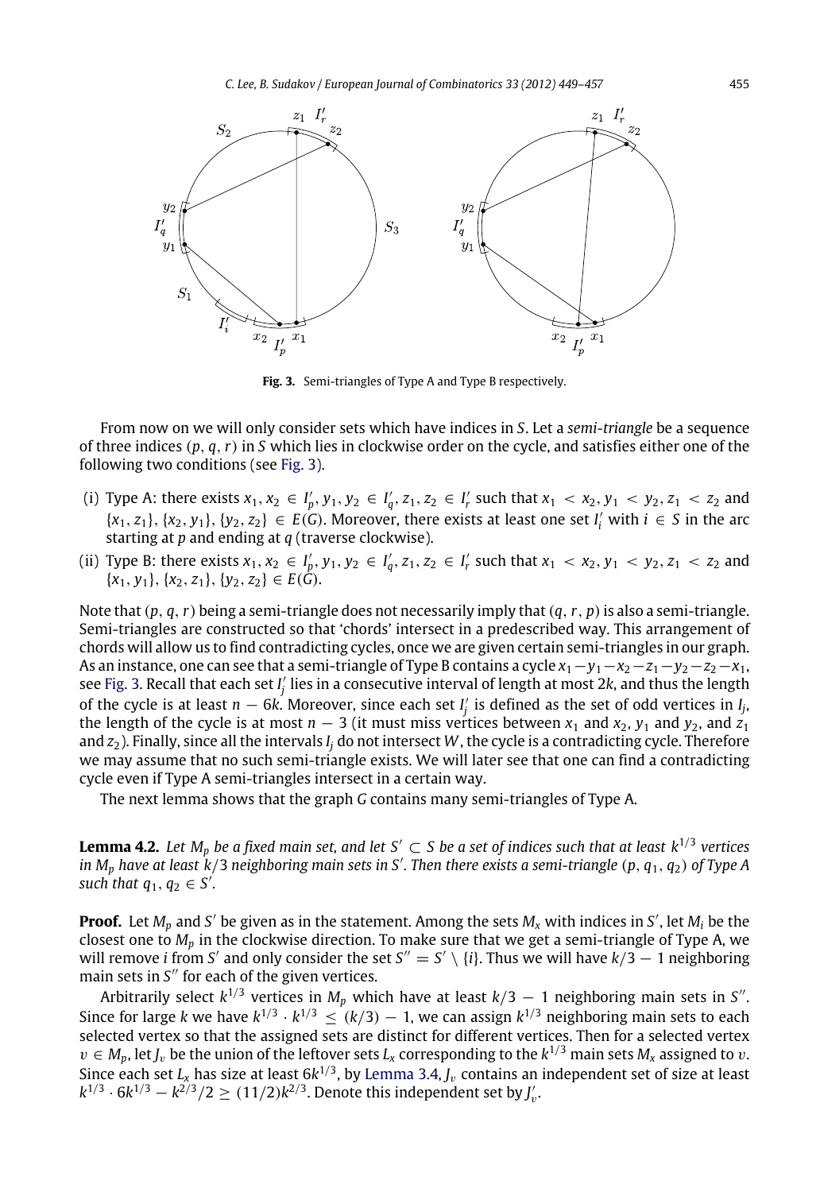**Fig. 3.** Semi-triangles of Type A and Type B respectively.

From now on we will only consider sets which have indices in $S$. Let a *semi-triangle* be a sequence of three indices $(p, q, r)$ in $S$ which lies in clockwise order on the cycle, and satisfies either one of the following two conditions (see Fig. 3).

(i) Type A: there exists $x_1, x_2 \in I'_p, y_1, y_2 \in I'_q, z_1, z_2 \in I'_r$ such that $x_1 < x_2, y_1 < y_2, z_1 < z_2$ and $\{x_1, z_1\}, \{x_2, y_1\}, \{y_2, z_2\} \in E(G)$. Moreover, there exists at least one set $I'_i$ with $i \in S$ in the arc starting at $p$ and ending at $q$ (traverse clockwise).

(ii) Type B: there exists $x_1, x_2 \in I'_p, y_1, y_2 \in I'_q, z_1, z_2 \in I'_r$ such that $x_1 < x_2, y_1 < y_2, z_1 < z_2$ and $\{x_1, y_1\}, \{x_2, z_1\}, \{y_2, z_2\} \in E(G)$.

Note that $(p, q, r)$ being a semi-triangle does not necessarily imply that $(q, r, p)$ is also a semi-triangle. Semi-triangles are constructed so that 'chords' intersect in a predescribed way. This arrangement of chords will allow us to find contradicting cycles, once we are given certain semi-triangles in our graph. As an instance, one can see that a semi-triangle of Type B contains a cycle $x_1 - y_1 - x_2 - z_1 - y_2 - z_2 - x_1$, see Fig. 3. Recall that each set $I'_j$ lies in a consecutive interval of length at most $2k$, and thus the length of the cycle is at least $n - 6k$. Moreover, since each set $I'_j$ is defined as the set of odd vertices in $I_j$, the length of the cycle is at most $n - 3$ (it must miss vertices between $x_1$ and $x_2$, $y_1$ and $y_2$, and $z_1$ and $z_2$). Finally, since all the intervals $I_j$ do not intersect $W$, the cycle is a contradicting cycle. Therefore we may assume that no such semi-triangle exists. We will later see that one can find a contradicting cycle even if Type A semi-triangles intersect in a certain way.

The next lemma shows that the graph $G$ contains many semi-triangles of Type A.

**Lemma 4.2.** *Let $M_p$ be a fixed main set, and let $S' \subset S$ be a set of indices such that at least $k^{1/3}$ vertices in $M_p$ have at least $k/3$ neighboring main sets in $S'$. Then there exists a semi-triangle $(p, q_1, q_2)$ of Type A such that $q_1, q_2 \in S'$.*

**Proof.** Let $M_p$ and $S'$ be given as in the statement. Among the sets $M_x$ with indices in $S'$, let $M_i$ be the closest one to $M_p$ in the clockwise direction. To make sure that we get a semi-triangle of Type A, we will remove $i$ from $S'$ and only consider the set $S'' = S' \setminus \{i\}$. Thus we will have $k/3 - 1$ neighboring main sets in $S''$ for each of the given vertices.

Arbitrarily select $k^{1/3}$ vertices in $M_p$ which have at least $k/3 - 1$ neighboring main sets in $S''$. Since for large $k$ we have $k^{1/3} \cdot k^{1/3} \leq (k/3) - 1$, we can assign $k^{1/3}$ neighboring main sets to each selected vertex so that the assigned sets are distinct for different vertices. Then for a selected vertex $v \in M_p$, let $J_v$ be the union of the leftover sets $L_x$ corresponding to the $k^{1/3}$ main sets $M_x$ assigned to $v$. Since each set $L_x$ has size at least $6k^{1/3}$, by Lemma 3.4, $J_v$ contains an independent set of size at least $k^{1/3} \cdot 6k^{1/3} - k^{2/3}/2 \geq (11/2)k^{2/3}$. Denote this independent set by $J'_v$.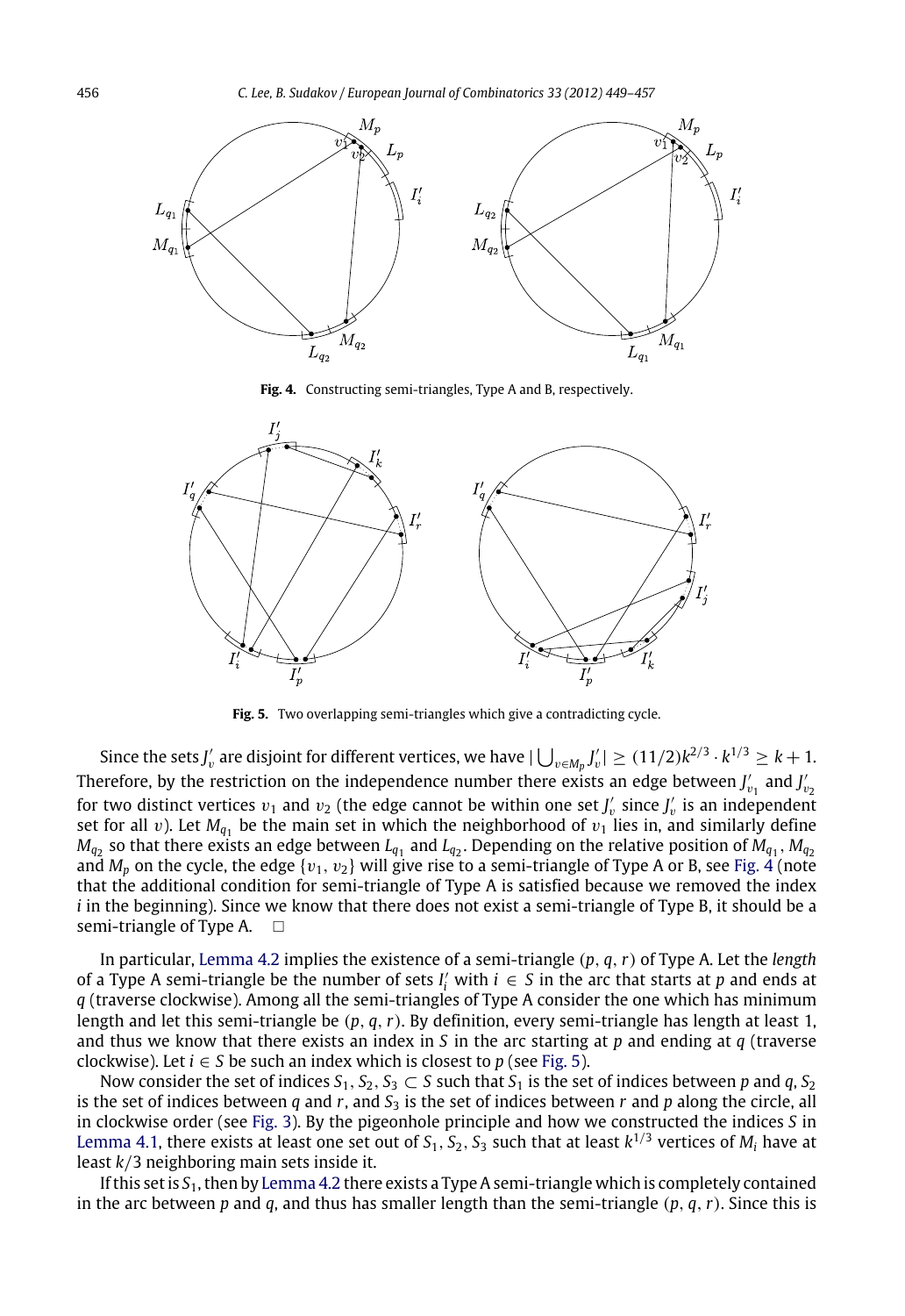**Fig. 4.** Constructing semi-triangles, Type A and B, respectively.

**Fig. 5.** Two overlapping semi-triangles which give a contradicting cycle.

Since the sets $J'_v$ are disjoint for different vertices, we have $|\bigcup_{v \in M_p} J'_v| \geq (11/2)k^{2/3} \cdot k^{1/3} \geq k+1$. Therefore, by the restriction on the independence number there exists an edge between $J'_{v_1}$ and $J'_{v_2}$ for two distinct vertices $v_1$ and $v_2$ (the edge cannot be within one set $J'_v$ since $J'_v$ is an independent set for all $v$). Let $M_{q_1}$ be the main set in which the neighborhood of $v_1$ lies in, and similarly define $M_{q_2}$ so that there exists an edge between $L_{q_1}$ and $L_{q_2}$. Depending on the relative position of $M_{q_1}, M_{q_2}$ and $M_p$ on the cycle, the edge $\{v_1, v_2\}$ will give rise to a semi-triangle of Type A or B, see Fig. 4 (note that the additional condition for semi-triangle of Type A is satisfied because we removed the index $i$ in the beginning). Since we know that there does not exist a semi-triangle of Type B, it should be a semi-triangle of Type A. $\square$

In particular, Lemma 4.2 implies the existence of a semi-triangle $(p, q, r)$ of Type A. Let the *length* of a Type A semi-triangle be the number of sets $I'_i$ with $i \in S$ in the arc that starts at $p$ and ends at $q$ (traverse clockwise). Among all the semi-triangles of Type A consider the one which has minimum length and let this semi-triangle be $(p, q, r)$. By definition, every semi-triangle has length at least 1, and thus we know that there exists an index in $S$ in the arc starting at $p$ and ending at $q$ (traverse clockwise). Let $i \in S$ be such an index which is closest to $p$ (see Fig. 5).

Now consider the set of indices $S_1, S_2, S_3 \subset S$ such that $S_1$ is the set of indices between $p$ and $q$, $S_2$ is the set of indices between $q$ and $r$, and $S_3$ is the set of indices between $r$ and $p$ along the circle, all in clockwise order (see Fig. 3). By the pigeonhole principle and how we constructed the indices $S$ in Lemma 4.1, there exists at least one set out of $S_1, S_2, S_3$ such that at least $k^{1/3}$ vertices of $M_i$ have at least $k/3$ neighboring main sets inside it.

If this set is $S_1$, then by Lemma 4.2 there exists a Type A semi-triangle which is completely contained in the arc between $p$ and $q$, and thus has smaller length than the semi-triangle $(p, q, r)$. Since this is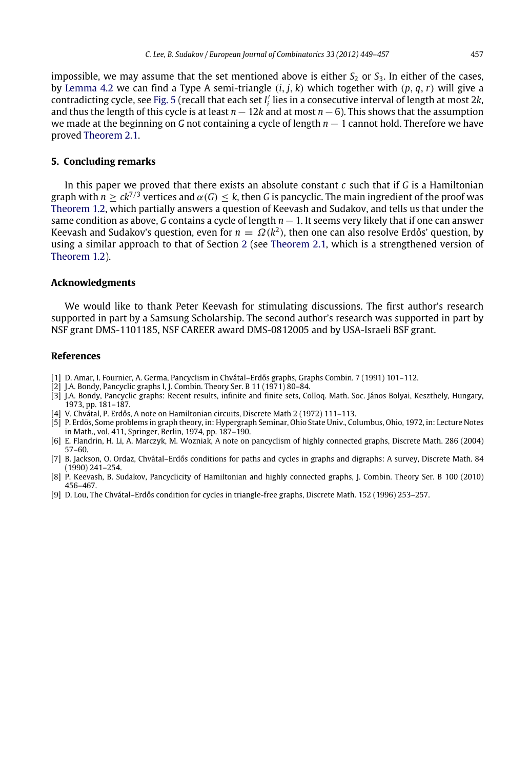impossible, we may assume that the set mentioned above is either $S_2$ or $S_3$. In either of the cases, by Lemma 4.2 we can find a Type A semi-triangle $(i, j, k)$ which together with $(p, q, r)$ will give a contradicting cycle, see Fig. 5 (recall that each set $I'_i$ lies in a consecutive interval of length at most $2k$, and thus the length of this cycle is at least $n - 12k$ and at most $n - 6$). This shows that the assumption we made at the beginning on $G$ not containing a cycle of length $n - 1$ cannot hold. Therefore we have proved Theorem 2.1.

## 5. Concluding remarks

In this paper we proved that there exists an absolute constant $c$ such that if $G$ is a Hamiltonian graph with $n \geq ck^{7/3}$ vertices and $\alpha(G) \leq k$, then $G$ is pancyclic. The main ingredient of the proof was Theorem 1.2, which partially answers a question of Keevash and Sudakov, and tells us that under the same condition as above, $G$ contains a cycle of length $n - 1$. It seems very likely that if one can answer Keevash and Sudakov's question, even for $n = \Omega(k^2)$, then one can also resolve Erdős' question, by using a similar approach to that of Section 2 (see Theorem 2.1, which is a strengthened version of Theorem 1.2).

## Acknowledgments

We would like to thank Peter Keevash for stimulating discussions. The first author's research supported in part by a Samsung Scholarship. The second author's research was supported in part by NSF grant DMS-1101185, NSF CAREER award DMS-0812005 and by USA-Israeli BSF grant.

## References

[1] D. Amar, I. Fournier, A. Germa, Pancyclism in Chvátal–Erdős graphs, Graphs Combin. 7 (1991) 101–112.
[2] J.A. Bondy, Pancyclic graphs I, J. Combin. Theory Ser. B 11 (1971) 80–84.
[3] J.A. Bondy, Pancyclic graphs: Recent results, infinite and finite sets, Colloq. Math. Soc. János Bolyai, Keszthely, Hungary, 1973, pp. 181–187.
[4] V. Chvátal, P. Erdős, A note on Hamiltonian circuits, Discrete Math 2 (1972) 111–113.
[5] P. Erdős, Some problems in graph theory, in: Hypergraph Seminar, Ohio State Univ., Columbus, Ohio, 1972, in: Lecture Notes in Math., vol. 411, Springer, Berlin, 1974, pp. 187–190.
[6] E. Flandrin, H. Li, A. Marczyk, M. Wozniak, A note on pancyclism of highly connected graphs, Discrete Math. 286 (2004) 57–60.
[7] B. Jackson, O. Ordaz, Chvátal–Erdős conditions for paths and cycles in graphs and digraphs: A survey, Discrete Math. 84 (1990) 241–254.
[8] P. Keevash, B. Sudakov, Pancyclicity of Hamiltonian and highly connected graphs, J. Combin. Theory Ser. B 100 (2010) 456–467.
[9] D. Lou, The Chvátal–Erdős condition for cycles in triangle-free graphs, Discrete Math. 152 (1996) 253–257.